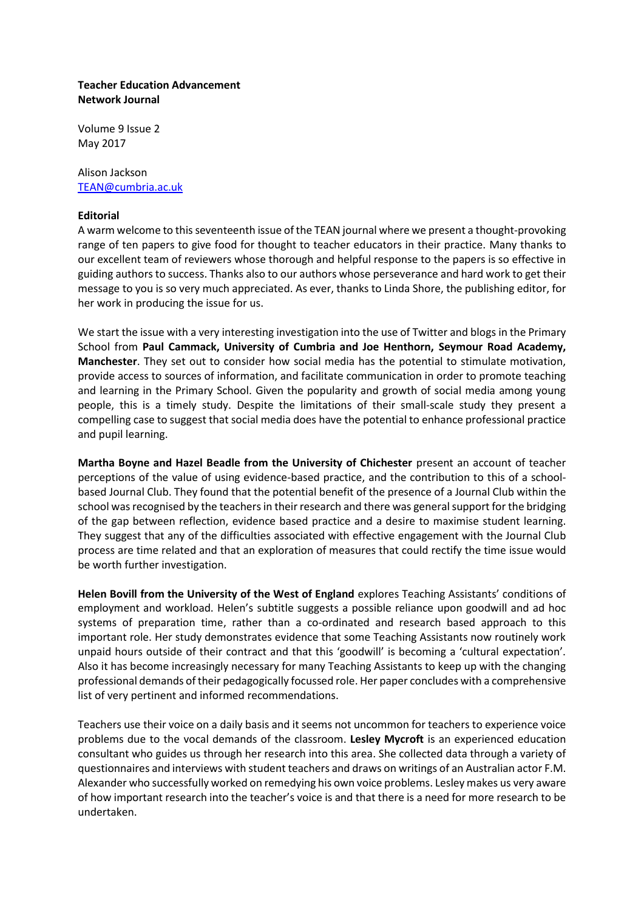**Teacher Education Advancement Network Journal**

Volume 9 Issue 2
May 2017

Alison Jackson
TEAN@cumbria.ac.uk

**Editorial**

A warm welcome to this seventeenth issue of the TEAN journal where we present a thought-provoking range of ten papers to give food for thought to teacher educators in their practice. Many thanks to our excellent team of reviewers whose thorough and helpful response to the papers is so effective in guiding authors to success. Thanks also to our authors whose perseverance and hard work to get their message to you is so very much appreciated. As ever, thanks to Linda Shore, the publishing editor, for her work in producing the issue for us.

We start the issue with a very interesting investigation into the use of Twitter and blogs in the Primary School from **Paul Cammack, University of Cumbria and Joe Henthorn, Seymour Road Academy, Manchester**. They set out to consider how social media has the potential to stimulate motivation, provide access to sources of information, and facilitate communication in order to promote teaching and learning in the Primary School. Given the popularity and growth of social media among young people, this is a timely study. Despite the limitations of their small-scale study they present a compelling case to suggest that social media does have the potential to enhance professional practice and pupil learning.

**Martha Boyne and Hazel Beadle from the University of Chichester** present an account of teacher perceptions of the value of using evidence-based practice, and the contribution to this of a school-based Journal Club. They found that the potential benefit of the presence of a Journal Club within the school was recognised by the teachers in their research and there was general support for the bridging of the gap between reflection, evidence based practice and a desire to maximise student learning. They suggest that any of the difficulties associated with effective engagement with the Journal Club process are time related and that an exploration of measures that could rectify the time issue would be worth further investigation.

**Helen Bovill from the University of the West of England** explores Teaching Assistants' conditions of employment and workload. Helen's subtitle suggests a possible reliance upon goodwill and ad hoc systems of preparation time, rather than a co-ordinated and research based approach to this important role. Her study demonstrates evidence that some Teaching Assistants now routinely work unpaid hours outside of their contract and that this 'goodwill' is becoming a 'cultural expectation'. Also it has become increasingly necessary for many Teaching Assistants to keep up with the changing professional demands of their pedagogically focussed role. Her paper concludes with a comprehensive list of very pertinent and informed recommendations.

Teachers use their voice on a daily basis and it seems not uncommon for teachers to experience voice problems due to the vocal demands of the classroom. **Lesley Mycroft** is an experienced education consultant who guides us through her research into this area. She collected data through a variety of questionnaires and interviews with student teachers and draws on writings of an Australian actor F.M. Alexander who successfully worked on remedying his own voice problems. Lesley makes us very aware of how important research into the teacher's voice is and that there is a need for more research to be undertaken.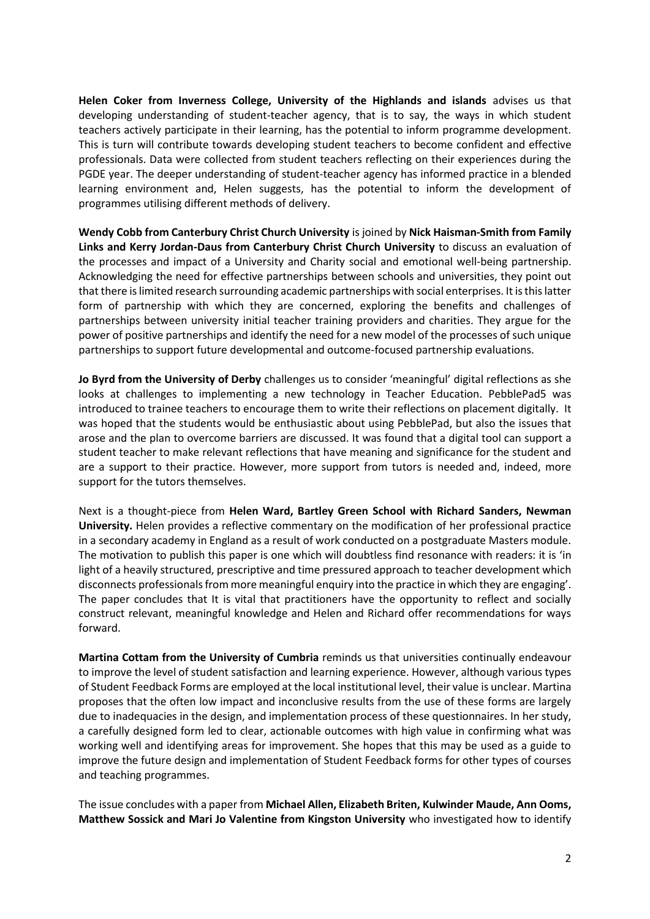**Helen Coker from Inverness College, University of the Highlands and islands** advises us that developing understanding of student-teacher agency, that is to say, the ways in which student teachers actively participate in their learning, has the potential to inform programme development. This is turn will contribute towards developing student teachers to become confident and effective professionals. Data were collected from student teachers reflecting on their experiences during the PGDE year. The deeper understanding of student-teacher agency has informed practice in a blended learning environment and, Helen suggests, has the potential to inform the development of programmes utilising different methods of delivery.

**Wendy Cobb from Canterbury Christ Church University** is joined by **Nick Haisman-Smith from Family Links and Kerry Jordan-Daus from Canterbury Christ Church University** to discuss an evaluation of the processes and impact of a University and Charity social and emotional well-being partnership. Acknowledging the need for effective partnerships between schools and universities, they point out that there is limited research surrounding academic partnerships with social enterprises. It is this latter form of partnership with which they are concerned, exploring the benefits and challenges of partnerships between university initial teacher training providers and charities. They argue for the power of positive partnerships and identify the need for a new model of the processes of such unique partnerships to support future developmental and outcome-focused partnership evaluations.

**Jo Byrd from the University of Derby** challenges us to consider 'meaningful' digital reflections as she looks at challenges to implementing a new technology in Teacher Education. PebblePad5 was introduced to trainee teachers to encourage them to write their reflections on placement digitally. It was hoped that the students would be enthusiastic about using PebblePad, but also the issues that arose and the plan to overcome barriers are discussed. It was found that a digital tool can support a student teacher to make relevant reflections that have meaning and significance for the student and are a support to their practice. However, more support from tutors is needed and, indeed, more support for the tutors themselves.

Next is a thought-piece from **Helen Ward, Bartley Green School with Richard Sanders, Newman University.** Helen provides a reflective commentary on the modification of her professional practice in a secondary academy in England as a result of work conducted on a postgraduate Masters module. The motivation to publish this paper is one which will doubtless find resonance with readers: it is 'in light of a heavily structured, prescriptive and time pressured approach to teacher development which disconnects professionals from more meaningful enquiry into the practice in which they are engaging'. The paper concludes that It is vital that practitioners have the opportunity to reflect and socially construct relevant, meaningful knowledge and Helen and Richard offer recommendations for ways forward.

**Martina Cottam from the University of Cumbria** reminds us that universities continually endeavour to improve the level of student satisfaction and learning experience. However, although various types of Student Feedback Forms are employed at the local institutional level, their value is unclear. Martina proposes that the often low impact and inconclusive results from the use of these forms are largely due to inadequacies in the design, and implementation process of these questionnaires. In her study, a carefully designed form led to clear, actionable outcomes with high value in confirming what was working well and identifying areas for improvement. She hopes that this may be used as a guide to improve the future design and implementation of Student Feedback forms for other types of courses and teaching programmes.

The issue concludes with a paper from **Michael Allen, Elizabeth Briten, Kulwinder Maude, Ann Ooms, Matthew Sossick and Mari Jo Valentine from Kingston University** who investigated how to identify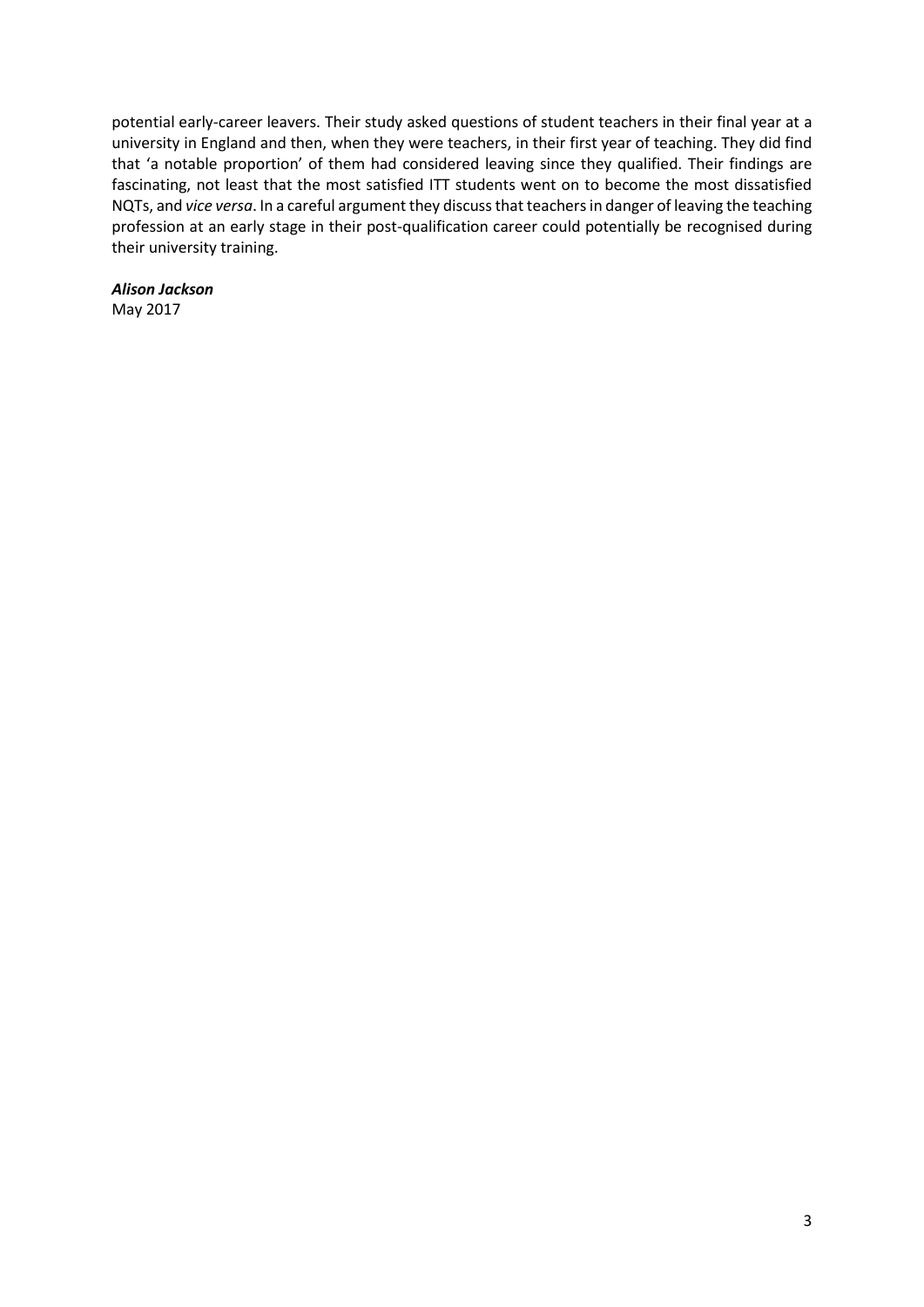potential early-career leavers. Their study asked questions of student teachers in their final year at a university in England and then, when they were teachers, in their first year of teaching. They did find that 'a notable proportion' of them had considered leaving since they qualified. Their findings are fascinating, not least that the most satisfied ITT students went on to become the most dissatisfied NQTs, and *vice versa*. In a careful argument they discuss that teachers in danger of leaving the teaching profession at an early stage in their post-qualification career could potentially be recognised during their university training.

***Alison Jackson***
May 2017